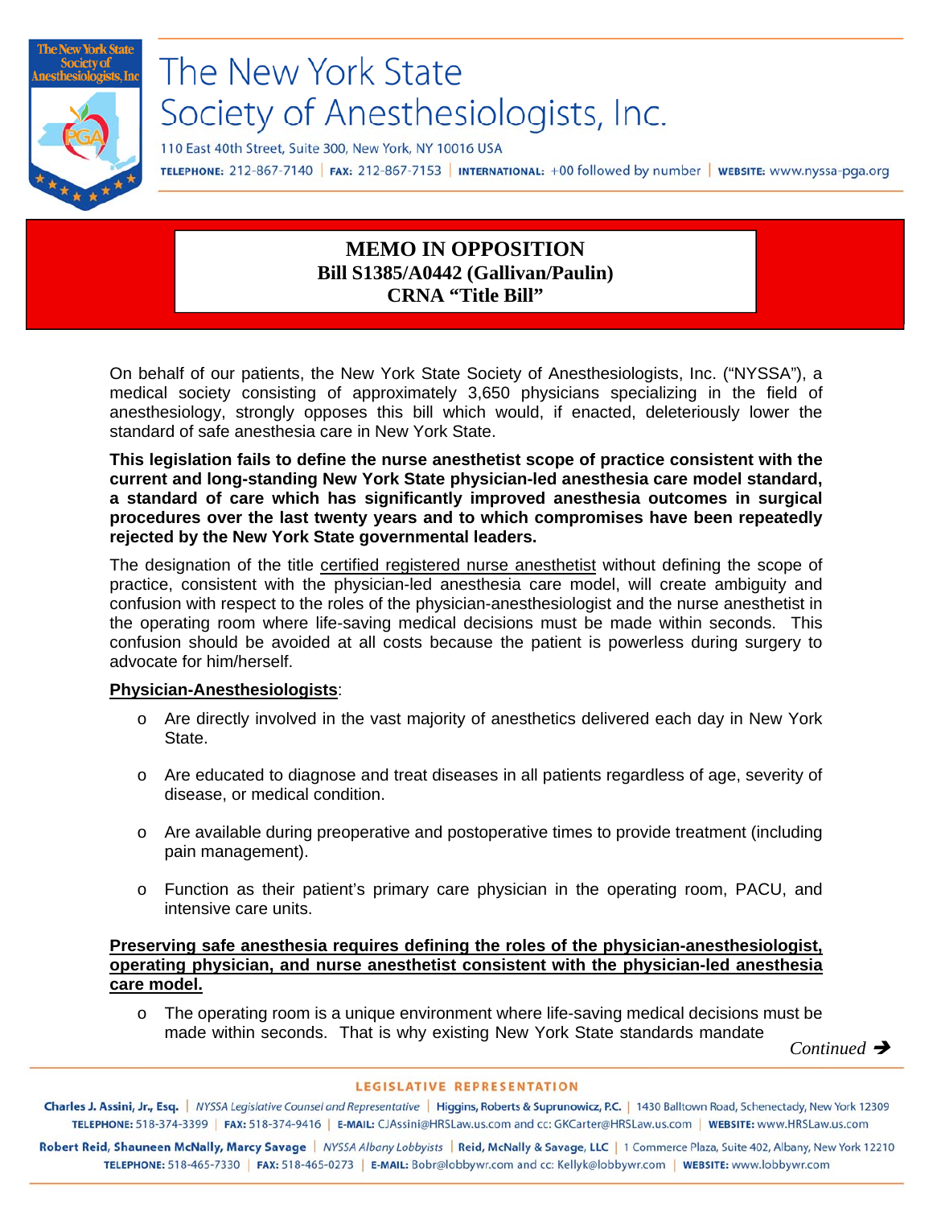# The New York State Society of Anesthesiologists, Inc.

110 East 40th Street, Suite 300, New York, NY 10016 USA

TELEPHONE: 212-867-7140 | FAX: 212-867-7153 | INTERNATIONAL: +00 followed by number | WEBSITE: www.nyssa-pga.org

## MEMO IN OPPOSITION
**Bill S1385/A0442 (Gallivan/Paulin)**
**CRNA "Title Bill"**

On behalf of our patients, the New York State Society of Anesthesiologists, Inc. ("NYSSA"), a medical society consisting of approximately 3,650 physicians specializing in the field of anesthesiology, strongly opposes this bill which would, if enacted, deleteriously lower the standard of safe anesthesia care in New York State.

**This legislation fails to define the nurse anesthetist scope of practice consistent with the current and long-standing New York State physician-led anesthesia care model standard, a standard of care which has significantly improved anesthesia outcomes in surgical procedures over the last twenty years and to which compromises have been repeatedly rejected by the New York State governmental leaders.**

The designation of the title certified registered nurse anesthetist without defining the scope of practice, consistent with the physician-led anesthesia care model, will create ambiguity and confusion with respect to the roles of the physician-anesthesiologist and the nurse anesthetist in the operating room where life-saving medical decisions must be made within seconds. This confusion should be avoided at all costs because the patient is powerless during surgery to advocate for him/herself.

**Physician-Anesthesiologists**:

- Are directly involved in the vast majority of anesthetics delivered each day in New York State.
- Are educated to diagnose and treat diseases in all patients regardless of age, severity of disease, or medical condition.
- Are available during preoperative and postoperative times to provide treatment (including pain management).
- Function as their patient's primary care physician in the operating room, PACU, and intensive care units.

**Preserving safe anesthesia requires defining the roles of the physician-anesthesiologist, operating physician, and nurse anesthetist consistent with the physician-led anesthesia care model.**

- The operating room is a unique environment where life-saving medical decisions must be made within seconds. That is why existing New York State standards mandate

*Continued →*

LEGISLATIVE REPRESENTATION

Charles J. Assini, Jr., Esq. | NYSSA Legislative Counsel and Representative | Higgins, Roberts & Suprunowicz, P.C. | 1430 Balltown Road, Schenectady, New York 12309
TELEPHONE: 518-374-3399 | FAX: 518-374-9416 | E-MAIL: CJAssini@HRSLaw.us.com and cc: GKCarter@HRSLaw.us.com | WEBSITE: www.HRSLaw.us.com

Robert Reid, Shauneen McNally, Marcy Savage | NYSSA Albany Lobbyists | Reid, McNally & Savage, LLC | 1 Commerce Plaza, Suite 402, Albany, New York 12210
TELEPHONE: 518-465-7330 | FAX: 518-465-0273 | E-MAIL: Bobr@lobbywr.com and cc: Kellyk@lobbywr.com | WEBSITE: www.lobbywr.com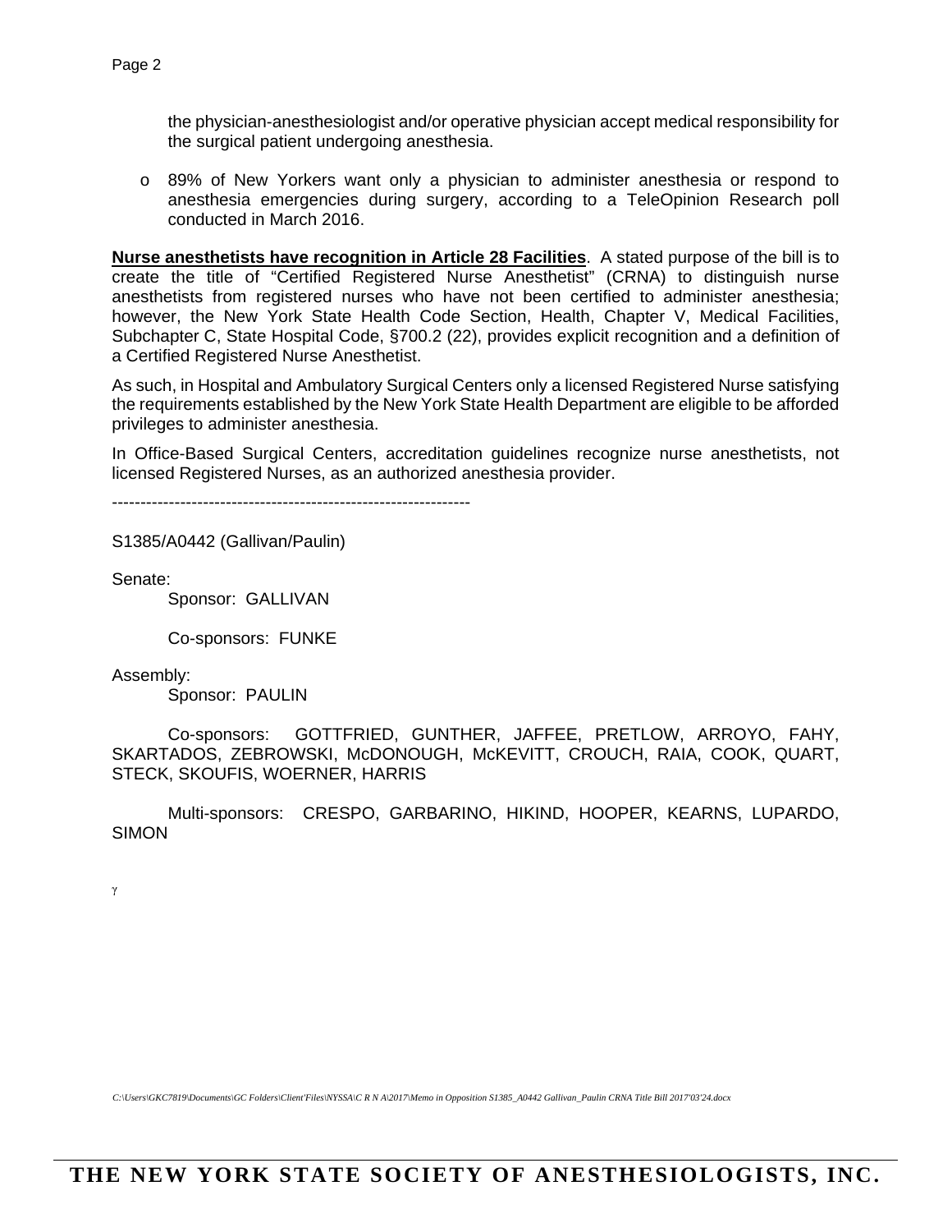the physician-anesthesiologist and/or operative physician accept medical responsibility for the surgical patient undergoing anesthesia.

- o 89% of New Yorkers want only a physician to administer anesthesia or respond to anesthesia emergencies during surgery, according to a TeleOpinion Research poll conducted in March 2016.

**Nurse anesthetists have recognition in Article 28 Facilities**. A stated purpose of the bill is to create the title of "Certified Registered Nurse Anesthetist" (CRNA) to distinguish nurse anesthetists from registered nurses who have not been certified to administer anesthesia; however, the New York State Health Code Section, Health, Chapter V, Medical Facilities, Subchapter C, State Hospital Code, §700.2 (22), provides explicit recognition and a definition of a Certified Registered Nurse Anesthetist.

As such, in Hospital and Ambulatory Surgical Centers only a licensed Registered Nurse satisfying the requirements established by the New York State Health Department are eligible to be afforded privileges to administer anesthesia.

In Office-Based Surgical Centers, accreditation guidelines recognize nurse anesthetists, not licensed Registered Nurses, as an authorized anesthesia provider.

---------------------------------------------------------------

S1385/A0442 (Gallivan/Paulin)

Senate:

Sponsor: GALLIVAN

Co-sponsors: FUNKE

Assembly:

Sponsor: PAULIN

Co-sponsors: GOTTFRIED, GUNTHER, JAFFEE, PRETLOW, ARROYO, FAHY, SKARTADOS, ZEBROWSKI, McDONOUGH, McKEVITT, CROUCH, RAIA, COOK, QUART, STECK, SKOUFIS, WOERNER, HARRIS

Multi-sponsors: CRESPO, GARBARINO, HIKIND, HOOPER, KEARNS, LUPARDO, SIMON

γ

*C:\Users\GKC7819\Documents\GC Folders\Client'Files\NYSSA\C R N A\2017\Memo in Opposition S1385_A0442 Gallivan_Paulin CRNA Title Bill 2017'03'24.docx*

**THE NEW YORK STATE SOCIETY OF ANESTHESIOLOGISTS, INC.**